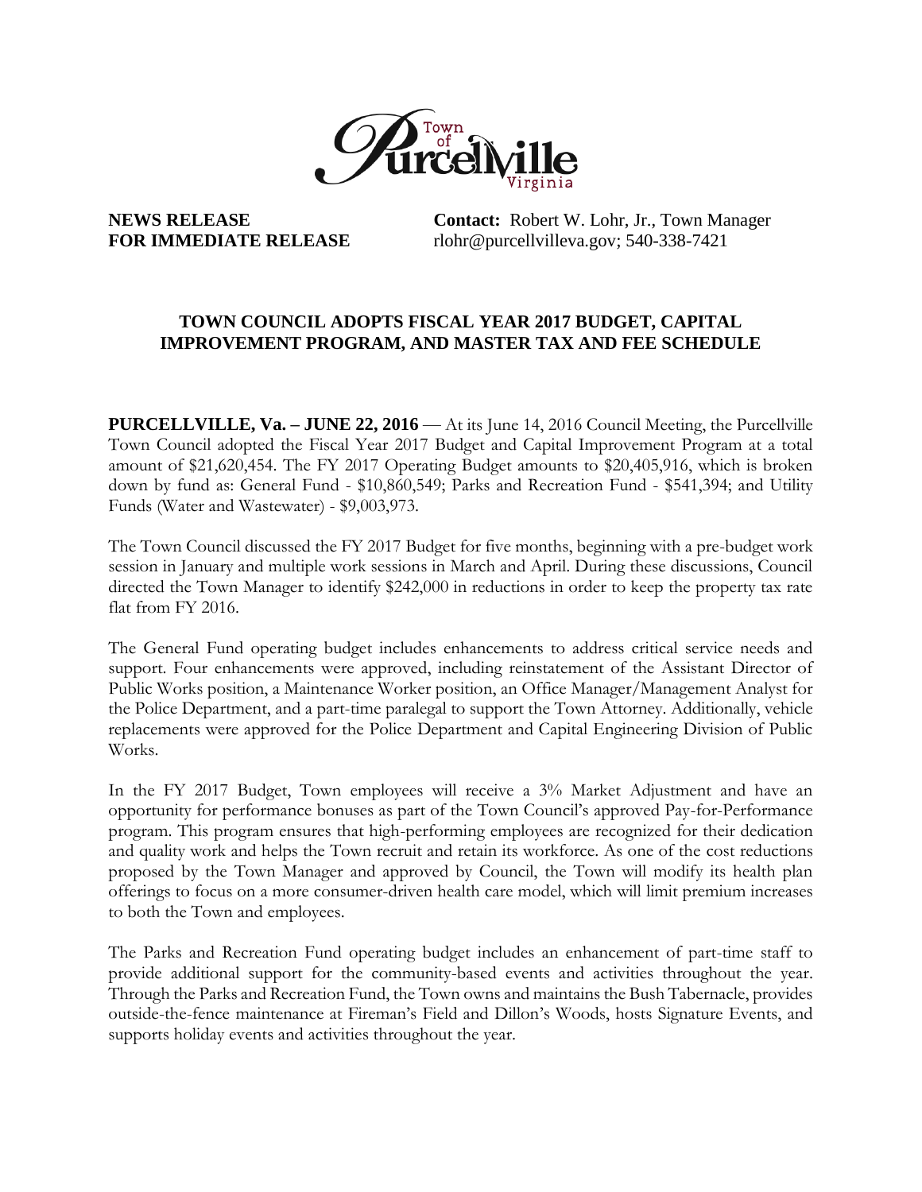Town of Purcellville Virginia

**NEWS RELEASE**
**FOR IMMEDIATE RELEASE**

**Contact:** Robert W. Lohr, Jr., Town Manager
rlohr@purcellvilleva.gov; 540-338-7421

## TOWN COUNCIL ADOPTS FISCAL YEAR 2017 BUDGET, CAPITAL IMPROVEMENT PROGRAM, AND MASTER TAX AND FEE SCHEDULE

**PURCELLVILLE, Va. – JUNE 22, 2016** — At its June 14, 2016 Council Meeting, the Purcellville Town Council adopted the Fiscal Year 2017 Budget and Capital Improvement Program at a total amount of $21,620,454. The FY 2017 Operating Budget amounts to $20,405,916, which is broken down by fund as: General Fund - $10,860,549; Parks and Recreation Fund - $541,394; and Utility Funds (Water and Wastewater) - $9,003,973.

The Town Council discussed the FY 2017 Budget for five months, beginning with a pre-budget work session in January and multiple work sessions in March and April. During these discussions, Council directed the Town Manager to identify $242,000 in reductions in order to keep the property tax rate flat from FY 2016.

The General Fund operating budget includes enhancements to address critical service needs and support. Four enhancements were approved, including reinstatement of the Assistant Director of Public Works position, a Maintenance Worker position, an Office Manager/Management Analyst for the Police Department, and a part-time paralegal to support the Town Attorney. Additionally, vehicle replacements were approved for the Police Department and Capital Engineering Division of Public Works.

In the FY 2017 Budget, Town employees will receive a 3% Market Adjustment and have an opportunity for performance bonuses as part of the Town Council's approved Pay-for-Performance program. This program ensures that high-performing employees are recognized for their dedication and quality work and helps the Town recruit and retain its workforce. As one of the cost reductions proposed by the Town Manager and approved by Council, the Town will modify its health plan offerings to focus on a more consumer-driven health care model, which will limit premium increases to both the Town and employees.

The Parks and Recreation Fund operating budget includes an enhancement of part-time staff to provide additional support for the community-based events and activities throughout the year. Through the Parks and Recreation Fund, the Town owns and maintains the Bush Tabernacle, provides outside-the-fence maintenance at Fireman's Field and Dillon's Woods, hosts Signature Events, and supports holiday events and activities throughout the year.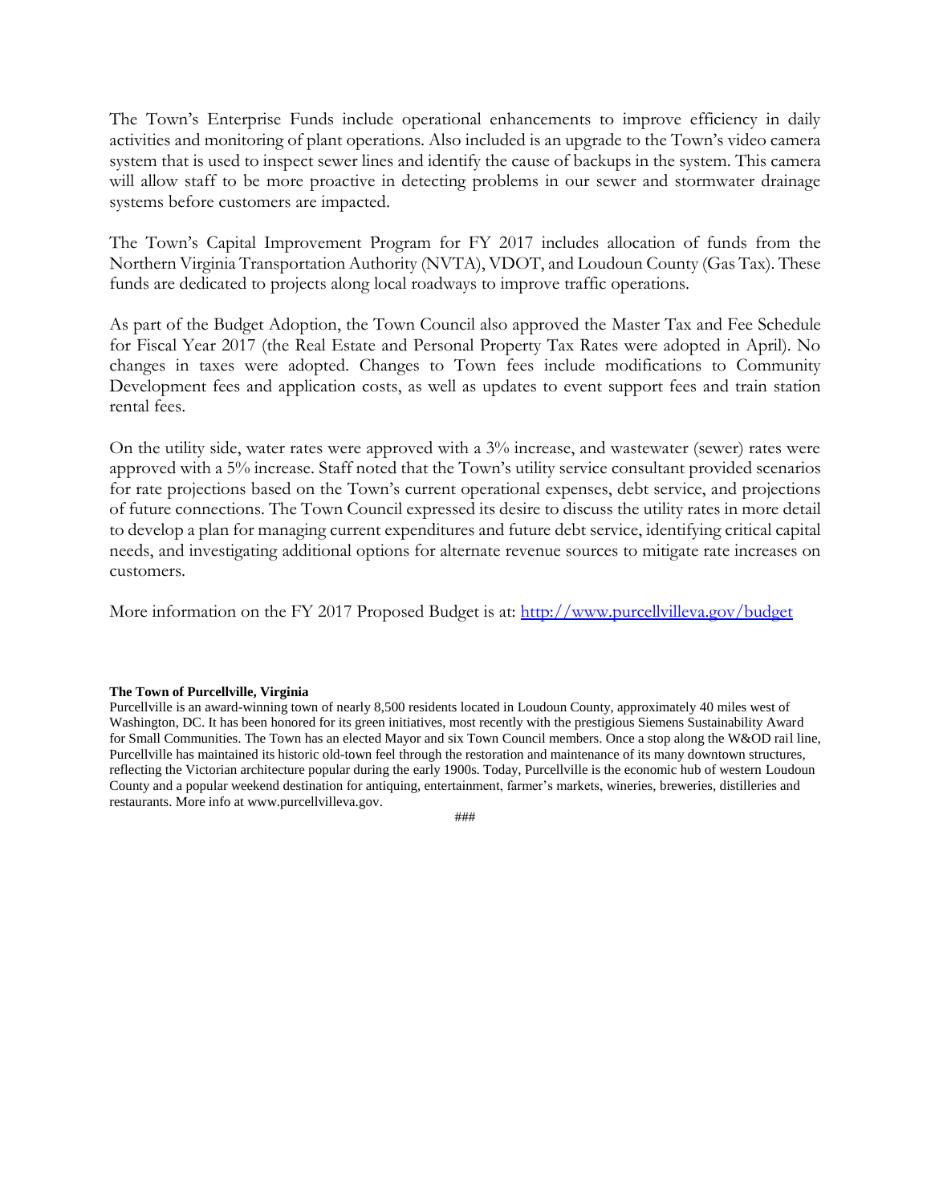The Town's Enterprise Funds include operational enhancements to improve efficiency in daily activities and monitoring of plant operations. Also included is an upgrade to the Town's video camera system that is used to inspect sewer lines and identify the cause of backups in the system. This camera will allow staff to be more proactive in detecting problems in our sewer and stormwater drainage systems before customers are impacted.

The Town's Capital Improvement Program for FY 2017 includes allocation of funds from the Northern Virginia Transportation Authority (NVTA), VDOT, and Loudoun County (Gas Tax). These funds are dedicated to projects along local roadways to improve traffic operations.

As part of the Budget Adoption, the Town Council also approved the Master Tax and Fee Schedule for Fiscal Year 2017 (the Real Estate and Personal Property Tax Rates were adopted in April). No changes in taxes were adopted. Changes to Town fees include modifications to Community Development fees and application costs, as well as updates to event support fees and train station rental fees.

On the utility side, water rates were approved with a 3% increase, and wastewater (sewer) rates were approved with a 5% increase. Staff noted that the Town's utility service consultant provided scenarios for rate projections based on the Town's current operational expenses, debt service, and projections of future connections. The Town Council expressed its desire to discuss the utility rates in more detail to develop a plan for managing current expenditures and future debt service, identifying critical capital needs, and investigating additional options for alternate revenue sources to mitigate rate increases on customers.

More information on the FY 2017 Proposed Budget is at: [http://www.purcellvilleva.gov/budget](http://www.purcellvilleva.gov/budget)

**The Town of Purcellville, Virginia**

Purcellville is an award-winning town of nearly 8,500 residents located in Loudoun County, approximately 40 miles west of Washington, DC. It has been honored for its green initiatives, most recently with the prestigious Siemens Sustainability Award for Small Communities. The Town has an elected Mayor and six Town Council members. Once a stop along the W&OD rail line, Purcellville has maintained its historic old-town feel through the restoration and maintenance of its many downtown structures, reflecting the Victorian architecture popular during the early 1900s. Today, Purcellville is the economic hub of western Loudoun County and a popular weekend destination for antiquing, entertainment, farmer's markets, wineries, breweries, distilleries and restaurants. More info at www.purcellvilleva.gov.

###